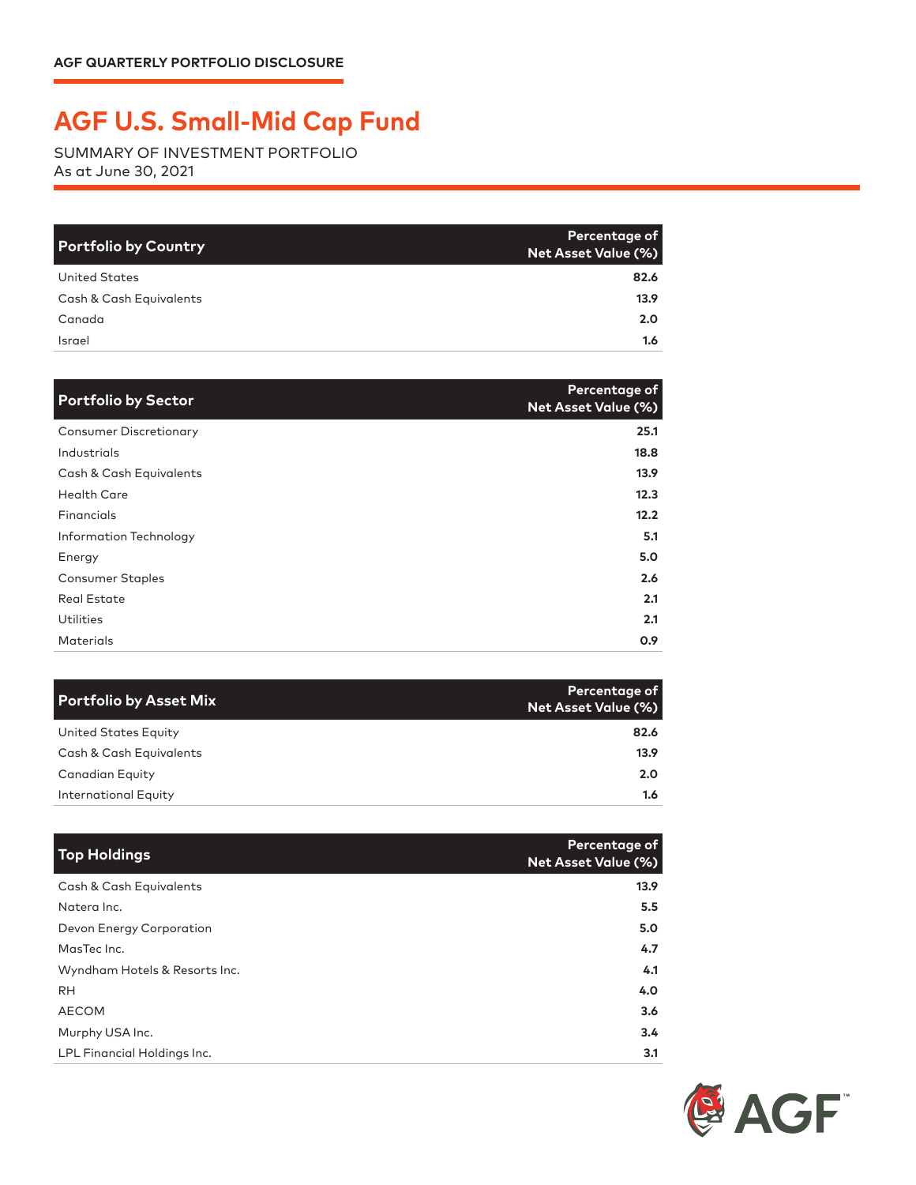AGF QUARTERLY PORTFOLIO DISCLOSURE

# AGF U.S. Small-Mid Cap Fund

SUMMARY OF INVESTMENT PORTFOLIO
As at June 30, 2021

| Portfolio by Country | Percentage of Net Asset Value (%) |
|---|---|
| United States | 82.6 |
| Cash & Cash Equivalents | 13.9 |
| Canada | 2.0 |
| Israel | 1.6 |

| Portfolio by Sector | Percentage of Net Asset Value (%) |
|---|---|
| Consumer Discretionary | 25.1 |
| Industrials | 18.8 |
| Cash & Cash Equivalents | 13.9 |
| Health Care | 12.3 |
| Financials | 12.2 |
| Information Technology | 5.1 |
| Energy | 5.0 |
| Consumer Staples | 2.6 |
| Real Estate | 2.1 |
| Utilities | 2.1 |
| Materials | 0.9 |

| Portfolio by Asset Mix | Percentage of Net Asset Value (%) |
|---|---|
| United States Equity | 82.6 |
| Cash & Cash Equivalents | 13.9 |
| Canadian Equity | 2.0 |
| International Equity | 1.6 |

| Top Holdings | Percentage of Net Asset Value (%) |
|---|---|
| Cash & Cash Equivalents | 13.9 |
| Natera Inc. | 5.5 |
| Devon Energy Corporation | 5.0 |
| MasTec Inc. | 4.7 |
| Wyndham Hotels & Resorts Inc. | 4.1 |
| RH | 4.0 |
| AECOM | 3.6 |
| Murphy USA Inc. | 3.4 |
| LPL Financial Holdings Inc. | 3.1 |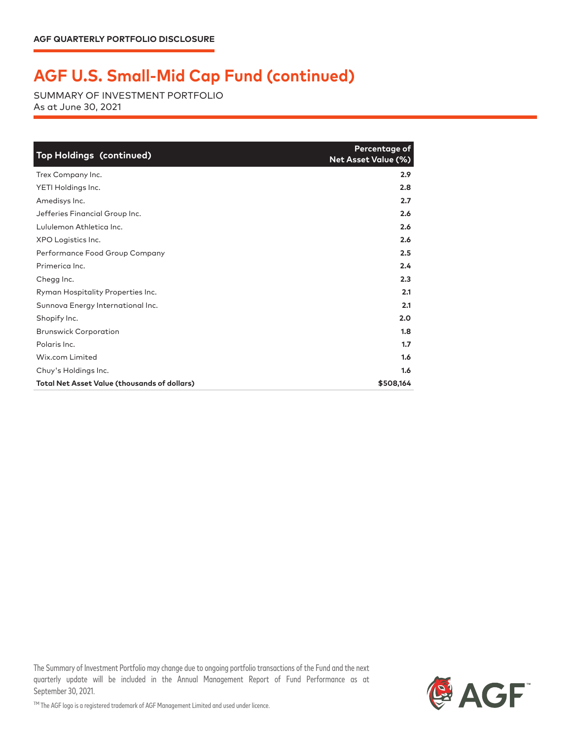# AGF U.S. Small-Mid Cap Fund (continued)

SUMMARY OF INVESTMENT PORTFOLIO
As at June 30, 2021

| Top Holdings (continued) | Percentage of Net Asset Value (%) |
|---|---|
| Trex Company Inc. | **2.9** |
| YETI Holdings Inc. | **2.8** |
| Amedisys Inc. | **2.7** |
| Jefferies Financial Group Inc. | **2.6** |
| Lululemon Athletica Inc. | **2.6** |
| XPO Logistics Inc. | **2.6** |
| Performance Food Group Company | **2.5** |
| Primerica Inc. | **2.4** |
| Chegg Inc. | **2.3** |
| Ryman Hospitality Properties Inc. | **2.1** |
| Sunnova Energy International Inc. | **2.1** |
| Shopify Inc. | **2.0** |
| Brunswick Corporation | **1.8** |
| Polaris Inc. | **1.7** |
| Wix.com Limited | **1.6** |
| Chuy's Holdings Inc. | **1.6** |
| **Total Net Asset Value (thousands of dollars)** | **$508,164** |

The Summary of Investment Portfolio may change due to ongoing portfolio transactions of the Fund and the next quarterly update will be included in the Annual Management Report of Fund Performance as at September 30, 2021.

TM The AGF logo is a registered trademark of AGF Management Limited and used under licence.